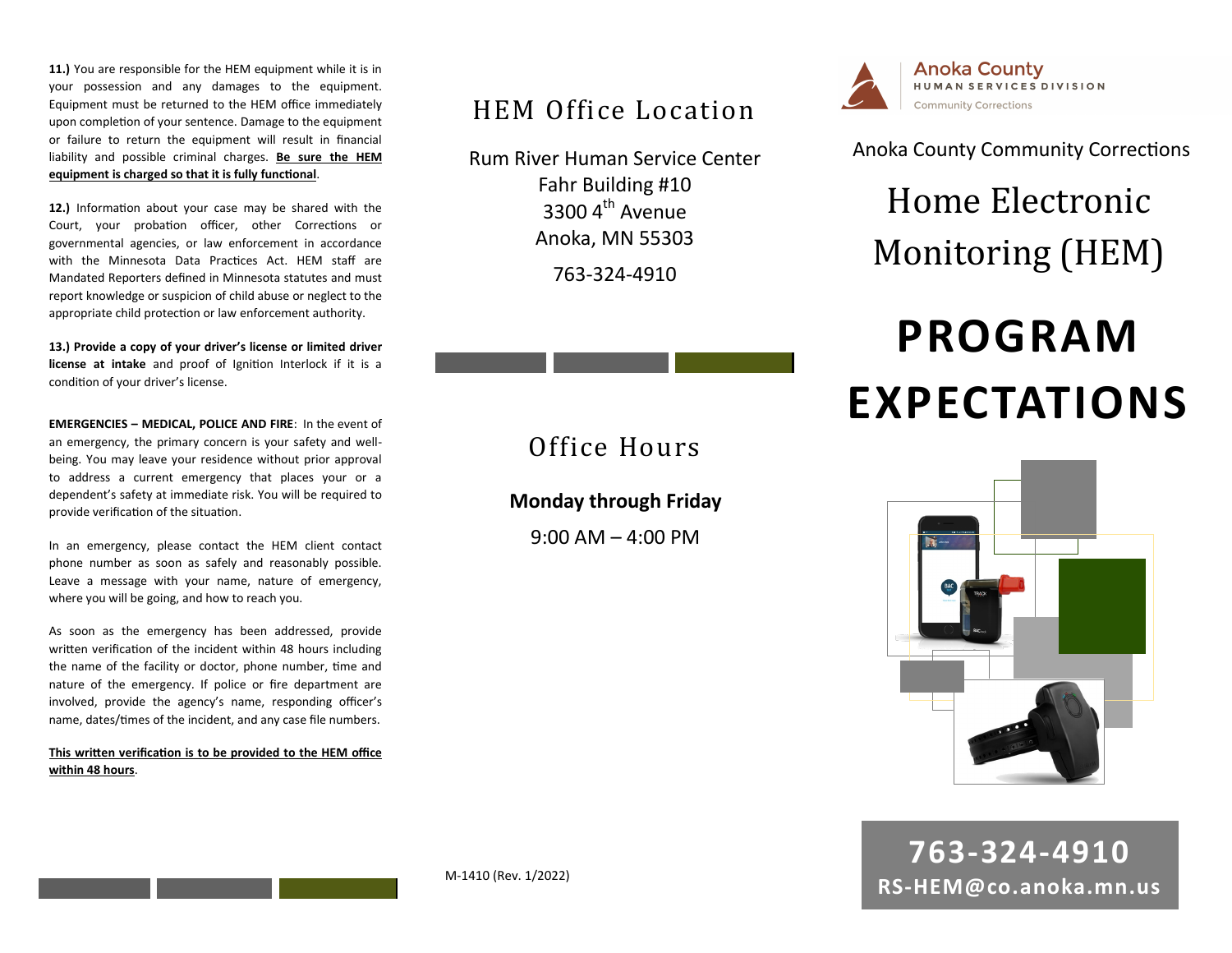**11.)** You are responsible for the HEM equipment while it is in your possession and any damages to the equipment. Equipment must be returned to the HEM office immediately upon completion of your sentence. Damage to the equipment or failure to return the equipment will result in financial liability and possible criminal charges. **Be sure the HEM equipment is charged so that it is fully functional**.

**12.)** Information about your case may be shared with the Court, your probation officer, other Corrections or governmental agencies, or law enforcement in accordance with the Minnesota Data Practices Act. HEM staff are Mandated Reporters defined in Minnesota statutes and must report knowledge or suspicion of child abuse or neglect to the appropriate child protection or law enforcement authority.

**13.) Provide a copy of your driver's license or limited driver license at intake** and proof of Ignition Interlock if it is a condition of your driver's license.

**EMERGENCIES – MEDICAL, POLICE AND FIRE**: In the event of an emergency, the primary concern is your safety and well-being. You may leave your residence without prior approval to address a current emergency that places your or a dependent's safety at immediate risk. You will be required to provide verification of the situation.

In an emergency, please contact the HEM client contact phone number as soon as safely and reasonably possible. Leave a message with your name, nature of emergency, where you will be going, and how to reach you.

As soon as the emergency has been addressed, provide written verification of the incident within 48 hours including the name of the facility or doctor, phone number, time and nature of the emergency. If police or fire department are involved, provide the agency's name, responding officer's name, dates/times of the incident, and any case file numbers.

**This written verification is to be provided to the HEM office within 48 hours**.

## HEM Office Location

Rum River Human Service Center
Fahr Building #10
3300 4th Avenue
Anoka, MN 55303

763-324-4910

## Office Hours

**Monday through Friday**

9:00 AM – 4:00 PM

M-1410 (Rev. 1/2022)

Anoka County
HUMAN SERVICES DIVISION
Community Corrections

Anoka County Community Corrections

# Home Electronic Monitoring (HEM)

# PROGRAM EXPECTATIONS

**763-324-4910**
**RS-HEM@co.anoka.mn.us**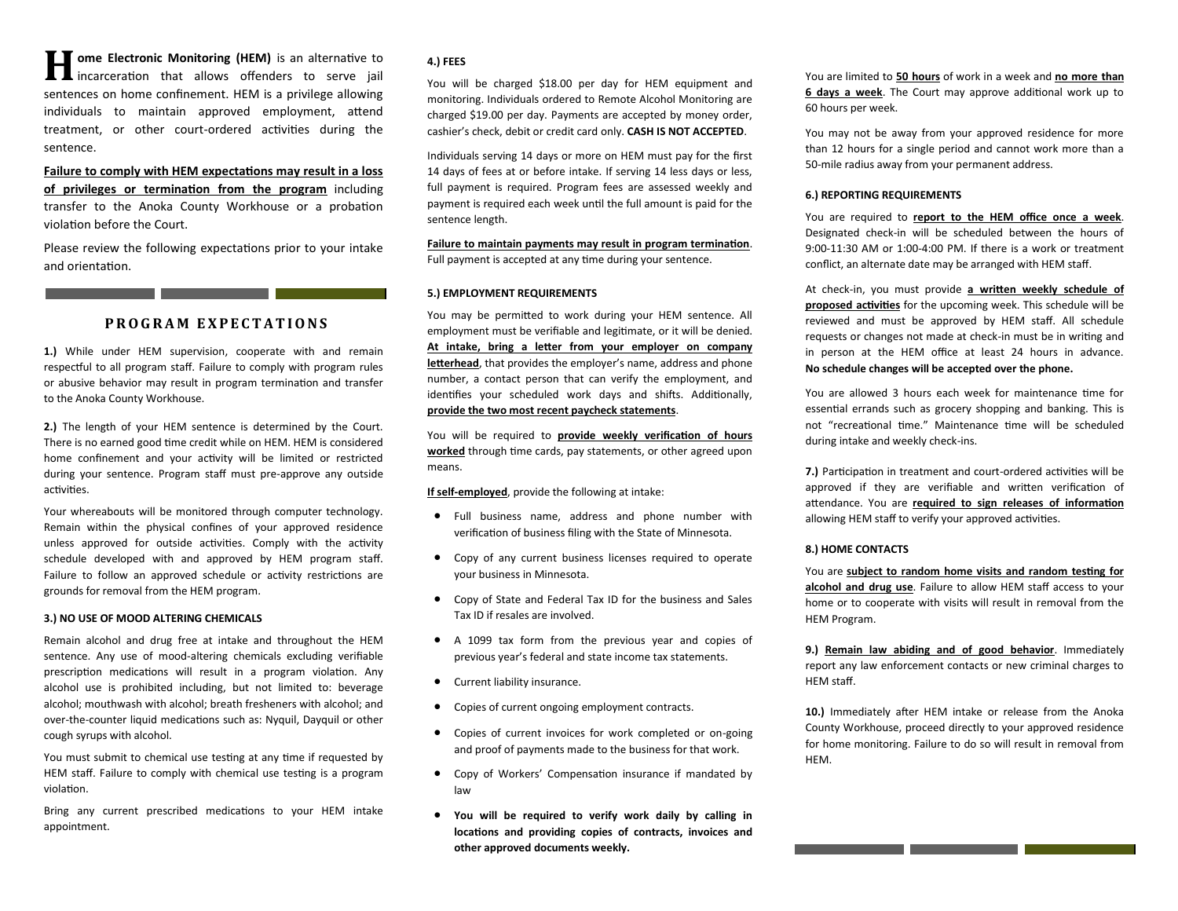**Home Electronic Monitoring (HEM)** is an alternative to incarceration that allows offenders to serve jail sentences on home confinement. HEM is a privilege allowing individuals to maintain approved employment, attend treatment, or other court-ordered activities during the sentence.

**Failure to comply with HEM expectations may result in a loss of privileges or termination from the program** including transfer to the Anoka County Workhouse or a probation violation before the Court.

Please review the following expectations prior to your intake and orientation.

## PROGRAM EXPECTATIONS

**1.)** While under HEM supervision, cooperate with and remain respectful to all program staff. Failure to comply with program rules or abusive behavior may result in program termination and transfer to the Anoka County Workhouse.

**2.)** The length of your HEM sentence is determined by the Court. There is no earned good time credit while on HEM. HEM is considered home confinement and your activity will be limited or restricted during your sentence. Program staff must pre-approve any outside activities.

Your whereabouts will be monitored through computer technology. Remain within the physical confines of your approved residence unless approved for outside activities. Comply with the activity schedule developed with and approved by HEM program staff. Failure to follow an approved schedule or activity restrictions are grounds for removal from the HEM program.

**3.) NO USE OF MOOD ALTERING CHEMICALS**

Remain alcohol and drug free at intake and throughout the HEM sentence. Any use of mood-altering chemicals excluding verifiable prescription medications will result in a program violation. Any alcohol use is prohibited including, but not limited to: beverage alcohol; mouthwash with alcohol; breath fresheners with alcohol; and over-the-counter liquid medications such as: Nyquil, Dayquil or other cough syrups with alcohol.

You must submit to chemical use testing at any time if requested by HEM staff. Failure to comply with chemical use testing is a program violation.

Bring any current prescribed medications to your HEM intake appointment.

**4.) FEES**

You will be charged $18.00 per day for HEM equipment and monitoring. Individuals ordered to Remote Alcohol Monitoring are charged $19.00 per day. Payments are accepted by money order, cashier's check, debit or credit card only. **CASH IS NOT ACCEPTED**.

Individuals serving 14 days or more on HEM must pay for the first 14 days of fees at or before intake. If serving 14 less days or less, full payment is required. Program fees are assessed weekly and payment is required each week until the full amount is paid for the sentence length.

**Failure to maintain payments may result in program termination**. Full payment is accepted at any time during your sentence.

**5.) EMPLOYMENT REQUIREMENTS**

You may be permitted to work during your HEM sentence. All employment must be verifiable and legitimate, or it will be denied. **At intake, bring a letter from your employer on company letterhead**, that provides the employer's name, address and phone number, a contact person that can verify the employment, and identifies your scheduled work days and shifts. Additionally, **provide the two most recent paycheck statements**.

You will be required to **provide weekly verification of hours worked** through time cards, pay statements, or other agreed upon means.

**If self-employed**, provide the following at intake:

- Full business name, address and phone number with verification of business filing with the State of Minnesota.
- Copy of any current business licenses required to operate your business in Minnesota.
- Copy of State and Federal Tax ID for the business and Sales Tax ID if resales are involved.
- A 1099 tax form from the previous year and copies of previous year's federal and state income tax statements.
- Current liability insurance.
- Copies of current ongoing employment contracts.
- Copies of current invoices for work completed or on-going and proof of payments made to the business for that work.
- Copy of Workers' Compensation insurance if mandated by law
- **You will be required to verify work daily by calling in locations and providing copies of contracts, invoices and other approved documents weekly.**

You are limited to **50 hours** of work in a week and **no more than 6 days a week**. The Court may approve additional work up to 60 hours per week.

You may not be away from your approved residence for more than 12 hours for a single period and cannot work more than a 50-mile radius away from your permanent address.

**6.) REPORTING REQUIREMENTS**

You are required to **report to the HEM office once a week**. Designated check-in will be scheduled between the hours of 9:00-11:30 AM or 1:00-4:00 PM. If there is a work or treatment conflict, an alternate date may be arranged with HEM staff.

At check-in, you must provide **a written weekly schedule of proposed activities** for the upcoming week. This schedule will be reviewed and must be approved by HEM staff. All schedule requests or changes not made at check-in must be in writing and in person at the HEM office at least 24 hours in advance. **No schedule changes will be accepted over the phone.**

You are allowed 3 hours each week for maintenance time for essential errands such as grocery shopping and banking. This is not "recreational time." Maintenance time will be scheduled during intake and weekly check-ins.

**7.)** Participation in treatment and court-ordered activities will be approved if they are verifiable and written verification of attendance. You are **required to sign releases of information** allowing HEM staff to verify your approved activities.

**8.) HOME CONTACTS**

You are **subject to random home visits and random testing for alcohol and drug use**. Failure to allow HEM staff access to your home or to cooperate with visits will result in removal from the HEM Program.

**9.) Remain law abiding and of good behavior**. Immediately report any law enforcement contacts or new criminal charges to HEM staff.

**10.)** Immediately after HEM intake or release from the Anoka County Workhouse, proceed directly to your approved residence for home monitoring. Failure to do so will result in removal from HEM.